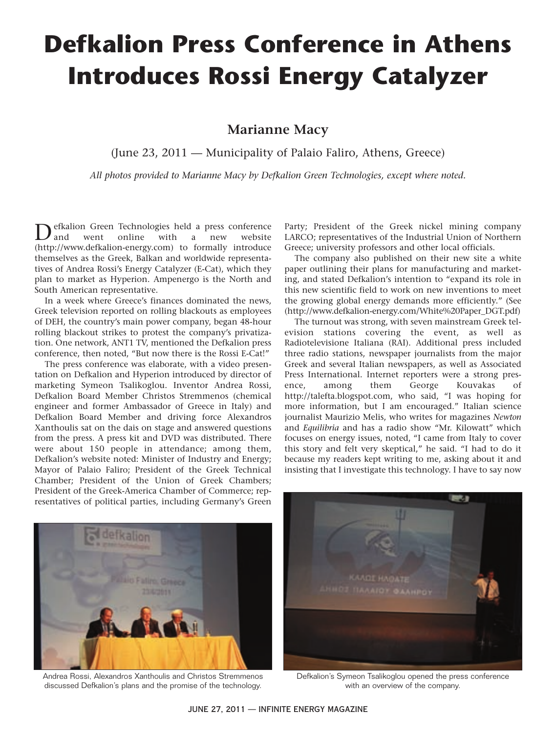# Defkalion Press Conference in Athens Introduces Rossi Energy Catalyzer

**Marianne Macy**

(June 23, 2011 — Municipality of Palaio Faliro, Athens, Greece)

*All photos provided to Marianne Macy by Defkalion Green Technologies, except where noted.*

Defkalion Green Technologies held a press conference and went online with a new website (http://www.defkalion-energy.com) to formally introduce themselves as the Greek, Balkan and worldwide representatives of Andrea Rossi's Energy Catalyzer (E-Cat), which they plan to market as Hyperion. Ampenergo is the North and South American representative.

In a week where Greece's finances dominated the news, Greek television reported on rolling blackouts as employees of DEH, the country's main power company, began 48-hour rolling blackout strikes to protest the company's privatization. One network, ANT1 TV, mentioned the Defkalion press conference, then noted, "But now there is the Rossi E-Cat!"

The press conference was elaborate, with a video presentation on Defkalion and Hyperion introduced by director of marketing Symeon Tsalikoglou. Inventor Andrea Rossi, Defkalion Board Member Christos Stremmenos (chemical engineer and former Ambassador of Greece in Italy) and Defkalion Board Member and driving force Alexandros Xanthoulis sat on the dais on stage and answered questions from the press. A press kit and DVD was distributed. There were about 150 people in attendance; among them, Defkalion's website noted: Minister of Industry and Energy; Mayor of Palaio Faliro; President of the Greek Technical Chamber; President of the Union of Greek Chambers; President of the Greek-America Chamber of Commerce; representatives of political parties, including Germany's Green Party; President of the Greek nickel mining company LARCO; representatives of the Industrial Union of Northern Greece; university professors and other local officials.

The company also published on their new site a white paper outlining their plans for manufacturing and marketing, and stated Defkalion's intention to "expand its role in this new scientific field to work on new inventions to meet the growing global energy demands more efficiently." (See (http://www.defkalion-energy.com/White%20Paper_DGT.pdf)

The turnout was strong, with seven mainstream Greek television stations covering the event, as well as Radiotelevisione Italiana (RAI). Additional press included three radio stations, newspaper journalists from the major Greek and several Italian newspapers, as well as Associated Press International. Internet reporters were a strong presence, among them George Kouvakas of http://talefta.blogspot.com, who said, "I was hoping for more information, but I am encouraged." Italian science journalist Maurizio Melis, who writes for magazines *Newton* and *Equilibria* and has a radio show "Mr. Kilowatt" which focuses on energy issues, noted, "I came from Italy to cover this story and felt very skeptical," he said. "I had to do it because my readers kept writing to me, asking about it and insisting that I investigate this technology. I have to say now

Andrea Rossi, Alexandros Xanthoulis and Christos Stremmenos discussed Defkalion's plans and the promise of the technology.

Defkalion's Symeon Tsalikoglou opened the press conference with an overview of the company.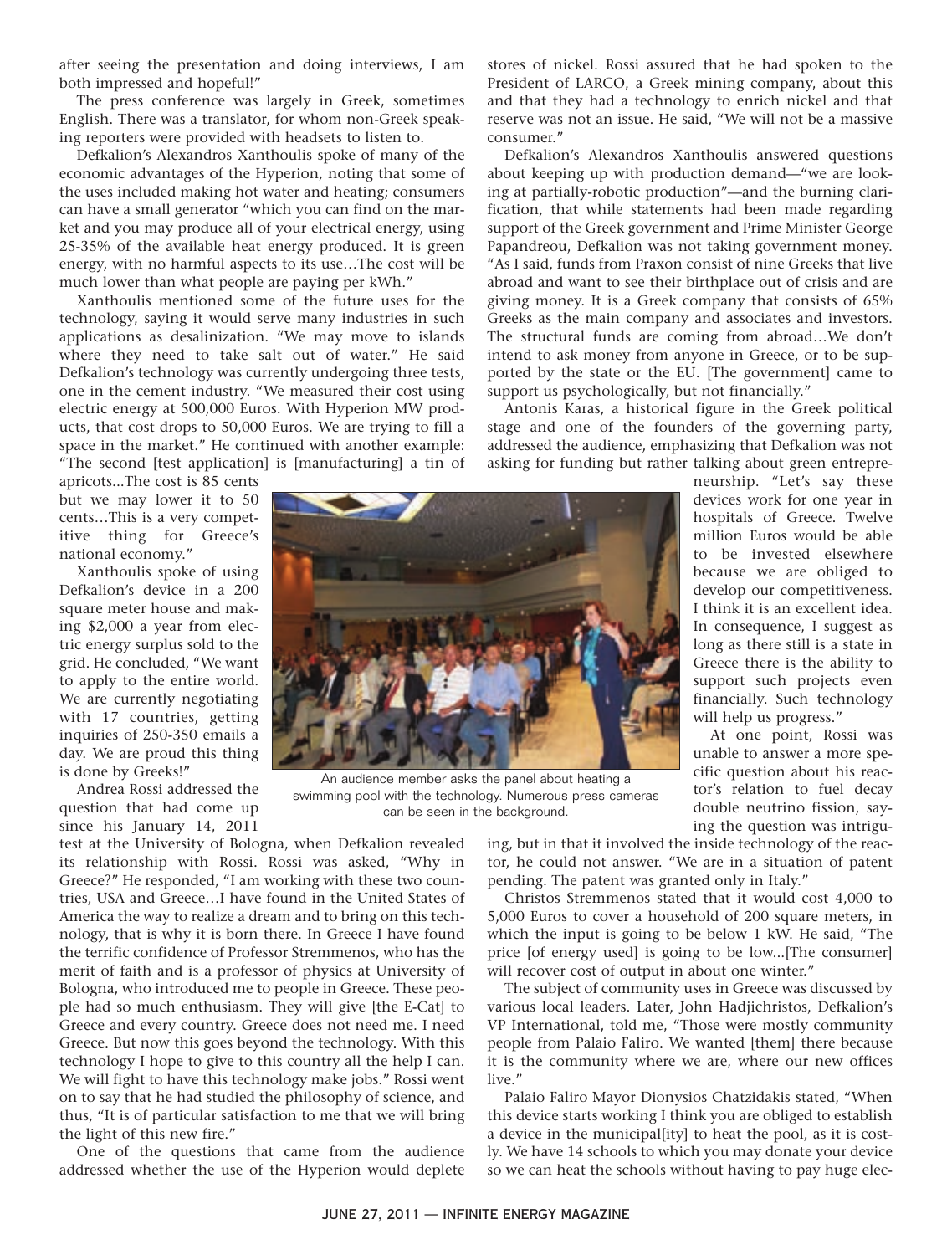after seeing the presentation and doing interviews, I am both impressed and hopeful!"

The press conference was largely in Greek, sometimes English. There was a translator, for whom non-Greek speaking reporters were provided with headsets to listen to.

Defkalion's Alexandros Xanthoulis spoke of many of the economic advantages of the Hyperion, noting that some of the uses included making hot water and heating; consumers can have a small generator "which you can find on the market and you may produce all of your electrical energy, using 25-35% of the available heat energy produced. It is green energy, with no harmful aspects to its use…The cost will be much lower than what people are paying per kWh."

Xanthoulis mentioned some of the future uses for the technology, saying it would serve many industries in such applications as desalinization. "We may move to islands where they need to take salt out of water." He said Defkalion's technology was currently undergoing three tests, one in the cement industry. "We measured their cost using electric energy at 500,000 Euros. With Hyperion MW products, that cost drops to 50,000 Euros. We are trying to fill a space in the market." He continued with another example: "The second [test application] is [manufacturing] a tin of apricots...The cost is 85 cents but we may lower it to 50 cents…This is a very competitive thing for Greece's national economy."

Xanthoulis spoke of using Defkalion's device in a 200 square meter house and making $2,000 a year from electric energy surplus sold to the grid. He concluded, "We want to apply to the entire world. We are currently negotiating with 17 countries, getting inquiries of 250-350 emails a day. We are proud this thing is done by Greeks!"

Andrea Rossi addressed the question that had come up since his January 14, 2011 test at the University of Bologna, when Defkalion revealed its relationship with Rossi. Rossi was asked, "Why in Greece?" He responded, "I am working with these two countries, USA and Greece…I have found in the United States of America the way to realize a dream and to bring on this technology, that is why it is born there. In Greece I have found the terrific confidence of Professor Stremmenos, who has the merit of faith and is a professor of physics at University of Bologna, who introduced me to people in Greece. These people had so much enthusiasm. They will give [the E-Cat] to Greece and every country. Greece does not need me. I need Greece. But now this goes beyond the technology. With this technology I hope to give to this country all the help I can. We will fight to have this technology make jobs." Rossi went on to say that he had studied the philosophy of science, and thus, "It is of particular satisfaction to me that we will bring the light of this new fire."

One of the questions that came from the audience addressed whether the use of the Hyperion would deplete stores of nickel. Rossi assured that he had spoken to the President of LARCO, a Greek mining company, about this and that they had a technology to enrich nickel and that reserve was not an issue. He said, "We will not be a massive consumer."

Defkalion's Alexandros Xanthoulis answered questions about keeping up with production demand—"we are looking at partially-robotic production"—and the burning clarification, that while statements had been made regarding support of the Greek government and Prime Minister George Papandreou, Defkalion was not taking government money. "As I said, funds from Praxon consist of nine Greeks that live abroad and want to see their birthplace out of crisis and are giving money. It is a Greek company that consists of 65% Greeks as the main company and associates and investors. The structural funds are coming from abroad…We don't intend to ask money from anyone in Greece, or to be supported by the state or the EU. [The government] came to support us psychologically, but not financially."

Antonis Karas, a historical figure in the Greek political stage and one of the founders of the governing party, addressed the audience, emphasizing that Defkalion was not asking for funding but rather talking about green entrepreneurship. "Let's say these devices work for one year in hospitals of Greece. Twelve million Euros would be able to be invested elsewhere because we are obliged to develop our competitiveness. I think it is an excellent idea. In consequence, I suggest as long as there still is a state in Greece there is the ability to support such projects even financially. Such technology will help us progress."

An audience member asks the panel about heating a swimming pool with the technology. Numerous press cameras can be seen in the background.

At one point, Rossi was unable to answer a more specific question about his reactor's relation to fuel decay double neutrino fission, saying the question was intriguing, but in that it involved the inside technology of the reactor, he could not answer. "We are in a situation of patent pending. The patent was granted only in Italy."

Christos Stremmenos stated that it would cost 4,000 to 5,000 Euros to cover a household of 200 square meters, in which the input is going to be below 1 kW. He said, "The price [of energy used] is going to be low...[The consumer] will recover cost of output in about one winter."

The subject of community uses in Greece was discussed by various local leaders. Later, John Hadjichristos, Defkalion's VP International, told me, "Those were mostly community people from Palaio Faliro. We wanted [them] there because it is the community where we are, where our new offices live."

Palaio Faliro Mayor Dionysios Chatzidakis stated, "When this device starts working I think you are obliged to establish a device in the municipal[ity] to heat the pool, as it is costly. We have 14 schools to which you may donate your device so we can heat the schools without having to pay huge elec-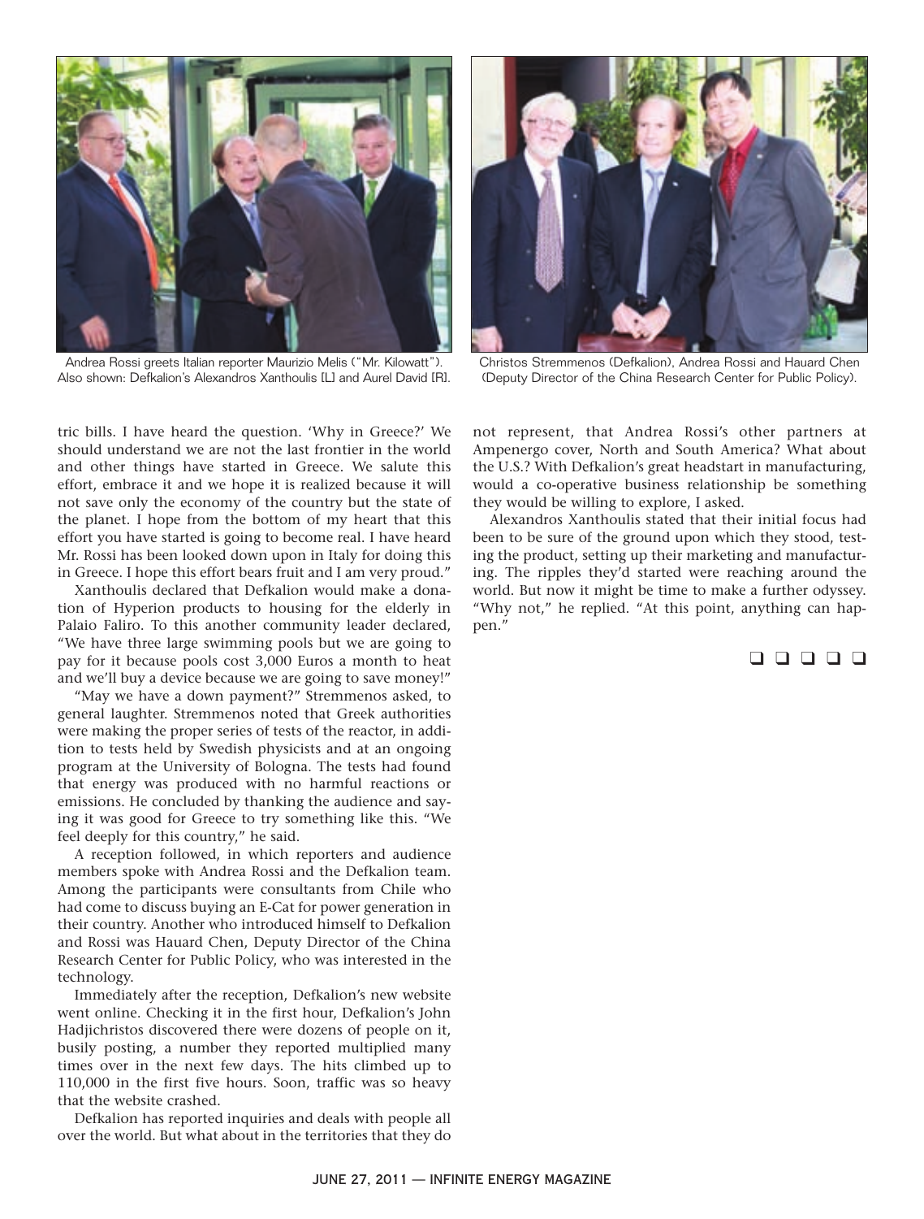Andrea Rossi greets Italian reporter Maurizio Melis ("Mr. Kilowatt"). Also shown: Defkalion's Alexandros Xanthoulis [L] and Aurel David [R].

Christos Stremmenos (Defkalion), Andrea Rossi and Hauard Chen (Deputy Director of the China Research Center for Public Policy).

tric bills. I have heard the question. 'Why in Greece?' We should understand we are not the last frontier in the world and other things have started in Greece. We salute this effort, embrace it and we hope it is realized because it will not save only the economy of the country but the state of the planet. I hope from the bottom of my heart that this effort you have started is going to become real. I have heard Mr. Rossi has been looked down upon in Italy for doing this in Greece. I hope this effort bears fruit and I am very proud."

Xanthoulis declared that Defkalion would make a donation of Hyperion products to housing for the elderly in Palaio Faliro. To this another community leader declared, "We have three large swimming pools but we are going to pay for it because pools cost 3,000 Euros a month to heat and we'll buy a device because we are going to save money!"

"May we have a down payment?" Stremmenos asked, to general laughter. Stremmenos noted that Greek authorities were making the proper series of tests of the reactor, in addition to tests held by Swedish physicists and at an ongoing program at the University of Bologna. The tests had found that energy was produced with no harmful reactions or emissions. He concluded by thanking the audience and saying it was good for Greece to try something like this. "We feel deeply for this country," he said.

A reception followed, in which reporters and audience members spoke with Andrea Rossi and the Defkalion team. Among the participants were consultants from Chile who had come to discuss buying an E-Cat for power generation in their country. Another who introduced himself to Defkalion and Rossi was Hauard Chen, Deputy Director of the China Research Center for Public Policy, who was interested in the technology.

Immediately after the reception, Defkalion's new website went online. Checking it in the first hour, Defkalion's John Hadjichristos discovered there were dozens of people on it, busily posting, a number they reported multiplied many times over in the next few days. The hits climbed up to 110,000 in the first five hours. Soon, traffic was so heavy that the website crashed.

Defkalion has reported inquiries and deals with people all over the world. But what about in the territories that they do not represent, that Andrea Rossi's other partners at Ampenergo cover, North and South America? What about the U.S.? With Defkalion's great headstart in manufacturing, would a co-operative business relationship be something they would be willing to explore, I asked.

Alexandros Xanthoulis stated that their initial focus had been to be sure of the ground upon which they stood, testing the product, setting up their marketing and manufacturing. The ripples they'd started were reaching around the world. But now it might be time to make a further odyssey. "Why not," he replied. "At this point, anything can happen."

❑ ❑ ❑ ❑ ❑